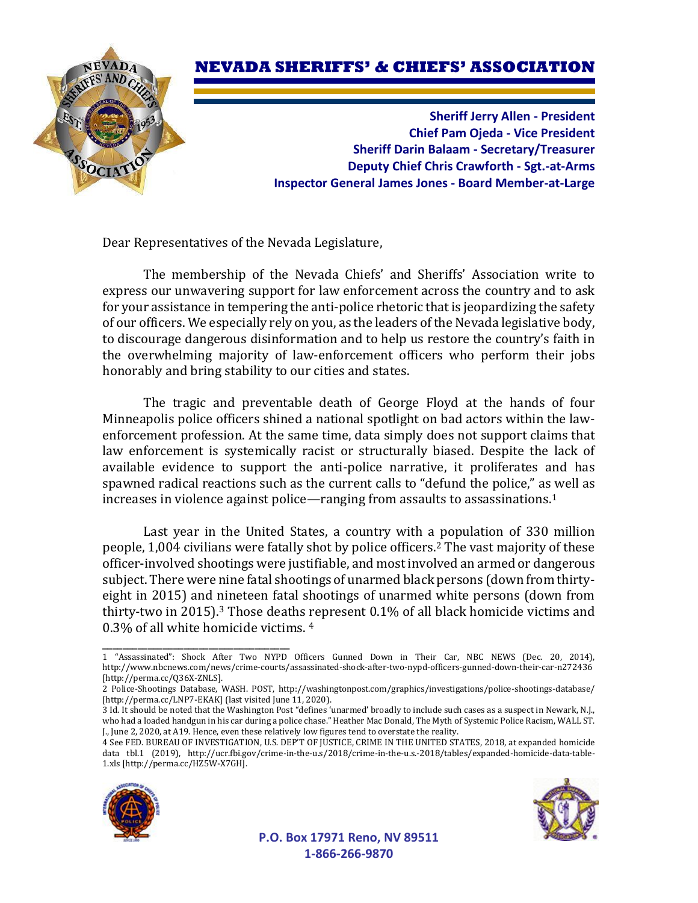# NEVADA SHERIFFS' & CHIEFS' ASSOCIATION

**Sheriff Jerry Allen - President**
**Chief Pam Ojeda - Vice President**
**Sheriff Darin Balaam - Secretary/Treasurer**
**Deputy Chief Chris Crawforth - Sgt.-at-Arms**
**Inspector General James Jones - Board Member-at-Large**

Dear Representatives of the Nevada Legislature,

The membership of the Nevada Chiefs' and Sheriffs' Association write to express our unwavering support for law enforcement across the country and to ask for your assistance in tempering the anti-police rhetoric that is jeopardizing the safety of our officers. We especially rely on you, as the leaders of the Nevada legislative body, to discourage dangerous disinformation and to help us restore the country's faith in the overwhelming majority of law-enforcement officers who perform their jobs honorably and bring stability to our cities and states.

The tragic and preventable death of George Floyd at the hands of four Minneapolis police officers shined a national spotlight on bad actors within the law-enforcement profession. At the same time, data simply does not support claims that law enforcement is systemically racist or structurally biased. Despite the lack of available evidence to support the anti-police narrative, it proliferates and has spawned radical reactions such as the current calls to "defund the police," as well as increases in violence against police—ranging from assaults to assassinations.[1]

Last year in the United States, a country with a population of 330 million people, 1,004 civilians were fatally shot by police officers.[2] The vast majority of these officer-involved shootings were justifiable, and most involved an armed or dangerous subject. There were nine fatal shootings of unarmed black persons (down from thirty-eight in 2015) and nineteen fatal shootings of unarmed white persons (down from thirty-two in 2015).[3] Those deaths represent 0.1% of all black homicide victims and 0.3% of all white homicide victims. [4]

---

1 "Assassinated": Shock After Two NYPD Officers Gunned Down in Their Car, NBC NEWS (Dec. 20, 2014), http://www.nbcnews.com/news/crime-courts/assassinated-shock-after-two-nypd-officers-gunned-down-their-car-n272436 [http://perma.cc/Q36X-ZNLS].

2 Police-Shootings Database, WASH. POST, http://washingtonpost.com/graphics/investigations/police-shootings-database/ [http://perma.cc/LNP7-EKAK] (last visited June 11, 2020).

3 Id. It should be noted that the Washington Post "defines 'unarmed' broadly to include such cases as a suspect in Newark, N.J., who had a loaded handgun in his car during a police chase." Heather Mac Donald, The Myth of Systemic Police Racism, WALL ST. J., June 2, 2020, at A19. Hence, even these relatively low figures tend to overstate the reality.

4 See FED. BUREAU OF INVESTIGATION, U.S. DEP'T OF JUSTICE, CRIME IN THE UNITED STATES, 2018, at expanded homicide data tbl.1 (2019), http://ucr.fbi.gov/crime-in-the-u.s/2018/crime-in-the-u.s.-2018/tables/expanded-homicide-data-table-1.xls [http://perma.cc/HZ5W-X7GH].

P.O. Box 17971 Reno, NV 89511
1-866-266-9870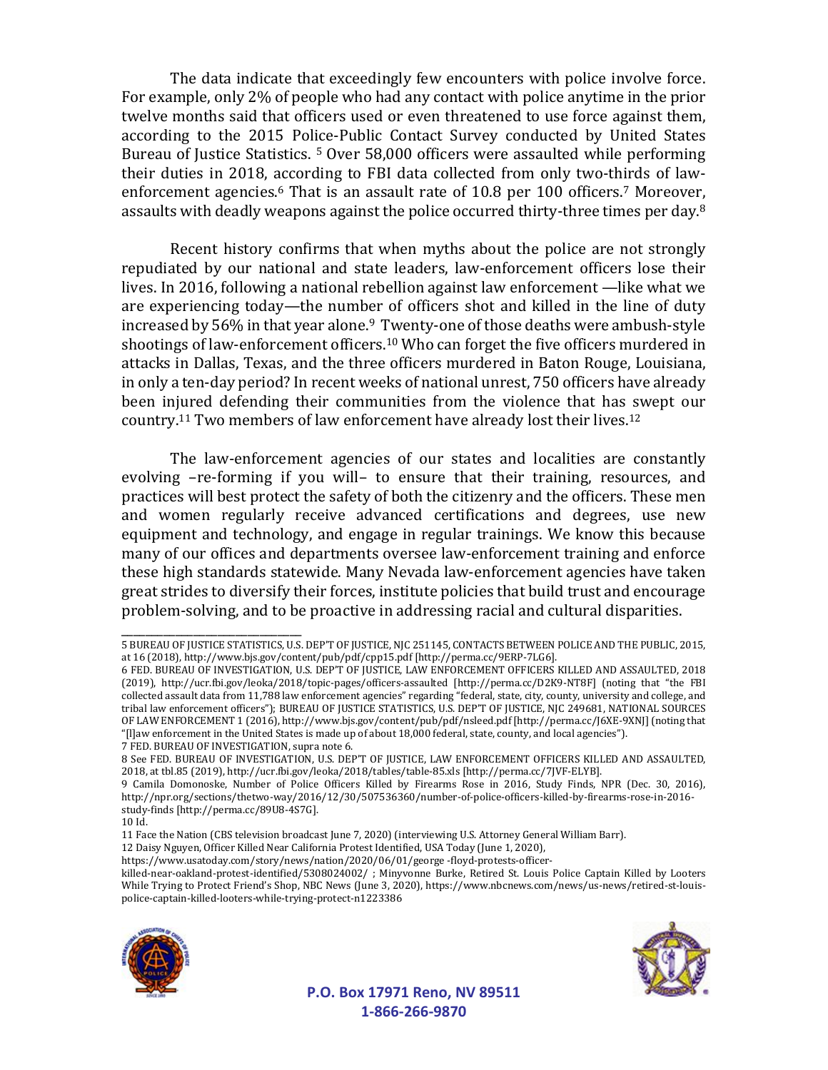The data indicate that exceedingly few encounters with police involve force. For example, only 2% of people who had any contact with police anytime in the prior twelve months said that officers used or even threatened to use force against them, according to the 2015 Police-Public Contact Survey conducted by United States Bureau of Justice Statistics. [5] Over 58,000 officers were assaulted while performing their duties in 2018, according to FBI data collected from only two-thirds of law-enforcement agencies.[6] That is an assault rate of 10.8 per 100 officers.[7] Moreover, assaults with deadly weapons against the police occurred thirty-three times per day.[8]

Recent history confirms that when myths about the police are not strongly repudiated by our national and state leaders, law-enforcement officers lose their lives. In 2016, following a national rebellion against law enforcement —like what we are experiencing today—the number of officers shot and killed in the line of duty increased by 56% in that year alone.[9] Twenty-one of those deaths were ambush-style shootings of law-enforcement officers.[10] Who can forget the five officers murdered in attacks in Dallas, Texas, and the three officers murdered in Baton Rouge, Louisiana, in only a ten-day period? In recent weeks of national unrest, 750 officers have already been injured defending their communities from the violence that has swept our country.[11] Two members of law enforcement have already lost their lives.[12]

The law-enforcement agencies of our states and localities are constantly evolving –re-forming if you will– to ensure that their training, resources, and practices will best protect the safety of both the citizenry and the officers. These men and women regularly receive advanced certifications and degrees, use new equipment and technology, and engage in regular trainings. We know this because many of our offices and departments oversee law-enforcement training and enforce these high standards statewide. Many Nevada law-enforcement agencies have taken great strides to diversify their forces, institute policies that build trust and encourage problem-solving, and to be proactive in addressing racial and cultural disparities.

---

5 BUREAU OF JUSTICE STATISTICS, U.S. DEP'T OF JUSTICE, NJC 251145, CONTACTS BETWEEN POLICE AND THE PUBLIC, 2015, at 16 (2018), http://www.bjs.gov/content/pub/pdf/cpp15.pdf [http://perma.cc/9ERP-7LG6].

6 FED. BUREAU OF INVESTIGATION, U.S. DEP'T OF JUSTICE, LAW ENFORCEMENT OFFICERS KILLED AND ASSAULTED, 2018 (2019), http://ucr.fbi.gov/leoka/2018/topic-pages/officers-assaulted [http://perma.cc/D2K9-NT8F] (noting that "the FBI collected assault data from 11,788 law enforcement agencies" regarding "federal, state, city, county, university and college, and tribal law enforcement officers"); BUREAU OF JUSTICE STATISTICS, U.S. DEP'T OF JUSTICE, NJC 249681, NATIONAL SOURCES OF LAW ENFORCEMENT 1 (2016), http://www.bjs.gov/content/pub/pdf/nsleed.pdf [http://perma.cc/J6XE-9XNJ] (noting that "[l]aw enforcement in the United States is made up of about 18,000 federal, state, county, and local agencies").

7 FED. BUREAU OF INVESTIGATION, supra note 6.

8 See FED. BUREAU OF INVESTIGATION, U.S. DEP'T OF JUSTICE, LAW ENFORCEMENT OFFICERS KILLED AND ASSAULTED, 2018, at tbl.85 (2019), http://ucr.fbi.gov/leoka/2018/tables/table-85.xls [http://perma.cc/7JVF-ELYB].

9 Camila Domonoske, Number of Police Officers Killed by Firearms Rose in 2016, Study Finds, NPR (Dec. 30, 2016), http://npr.org/sections/thetwo-way/2016/12/30/507536360/number-of-police-officers-killed-by-firearms-rose-in-2016-study-finds [http://perma.cc/89U8-4S7G].

10 Id.

11 Face the Nation (CBS television broadcast June 7, 2020) (interviewing U.S. Attorney General William Barr).

12 Daisy Nguyen, Officer Killed Near California Protest Identified, USA Today (June 1, 2020), https://www.usatoday.com/story/news/nation/2020/06/01/george -floyd-protests-officer-killed-near-oakland-protest-identified/5308024002/ ; Minyvonne Burke, Retired St. Louis Police Captain Killed by Looters While Trying to Protect Friend's Shop, NBC News (June 3, 2020), https://www.nbcnews.com/news/us-news/retired-st-louis-police-captain-killed-looters-while-trying-protect-n1223386

P.O. Box 17971 Reno, NV 89511
1-866-266-9870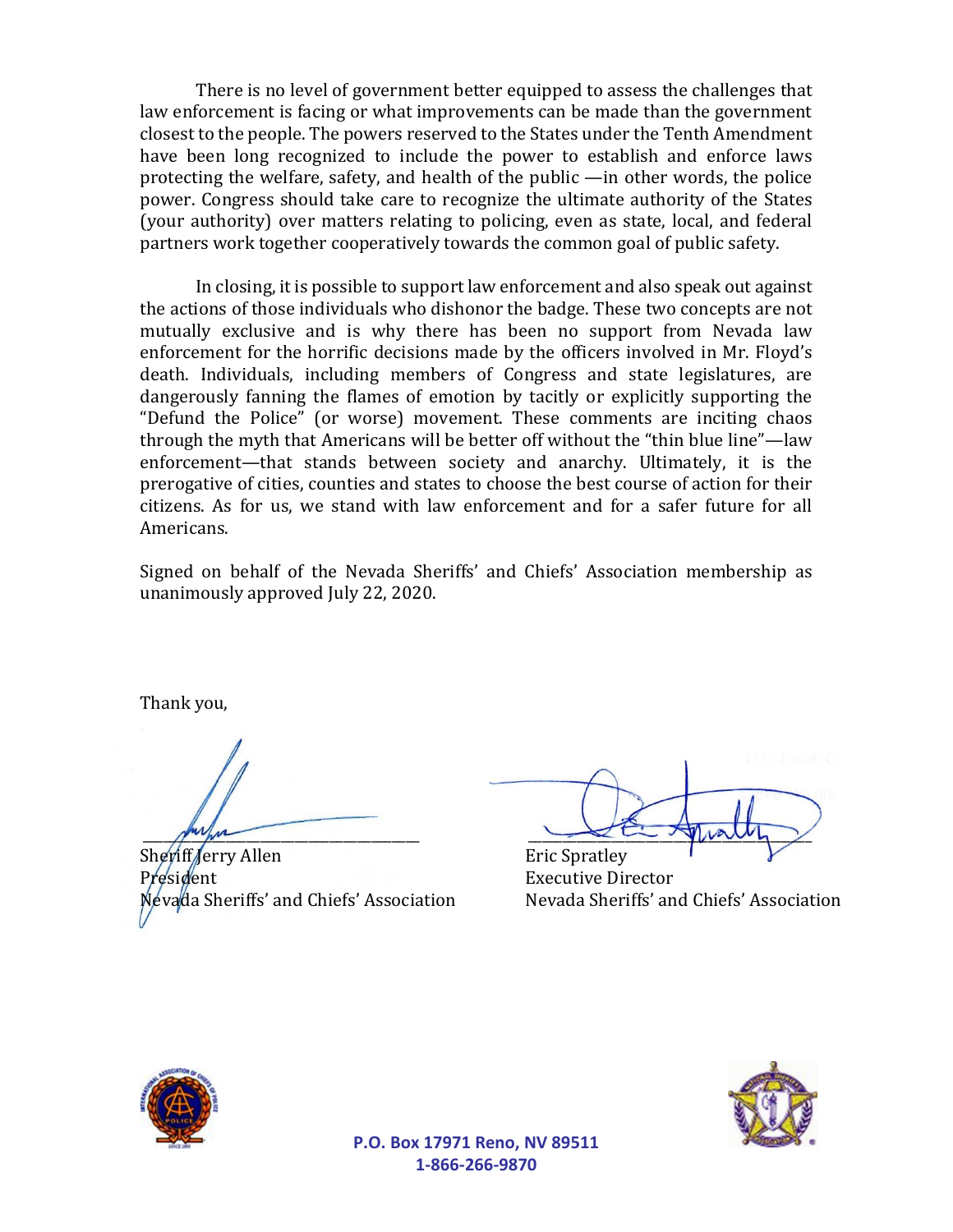There is no level of government better equipped to assess the challenges that law enforcement is facing or what improvements can be made than the government closest to the people. The powers reserved to the States under the Tenth Amendment have been long recognized to include the power to establish and enforce laws protecting the welfare, safety, and health of the public —in other words, the police power. Congress should take care to recognize the ultimate authority of the States (your authority) over matters relating to policing, even as state, local, and federal partners work together cooperatively towards the common goal of public safety.

In closing, it is possible to support law enforcement and also speak out against the actions of those individuals who dishonor the badge. These two concepts are not mutually exclusive and is why there has been no support from Nevada law enforcement for the horrific decisions made by the officers involved in Mr. Floyd's death. Individuals, including members of Congress and state legislatures, are dangerously fanning the flames of emotion by tacitly or explicitly supporting the "Defund the Police" (or worse) movement. These comments are inciting chaos through the myth that Americans will be better off without the "thin blue line"—law enforcement—that stands between society and anarchy. Ultimately, it is the prerogative of cities, counties and states to choose the best course of action for their citizens. As for us, we stand with law enforcement and for a safer future for all Americans.

Signed on behalf of the Nevada Sheriffs' and Chiefs' Association membership as unanimously approved July 22, 2020.

Thank you,

Sheriff Jerry Allen
President
Nevada Sheriffs' and Chiefs' Association

Eric Spratley
Executive Director
Nevada Sheriffs' and Chiefs' Association

P.O. Box 17971 Reno, NV 89511
1-866-266-9870